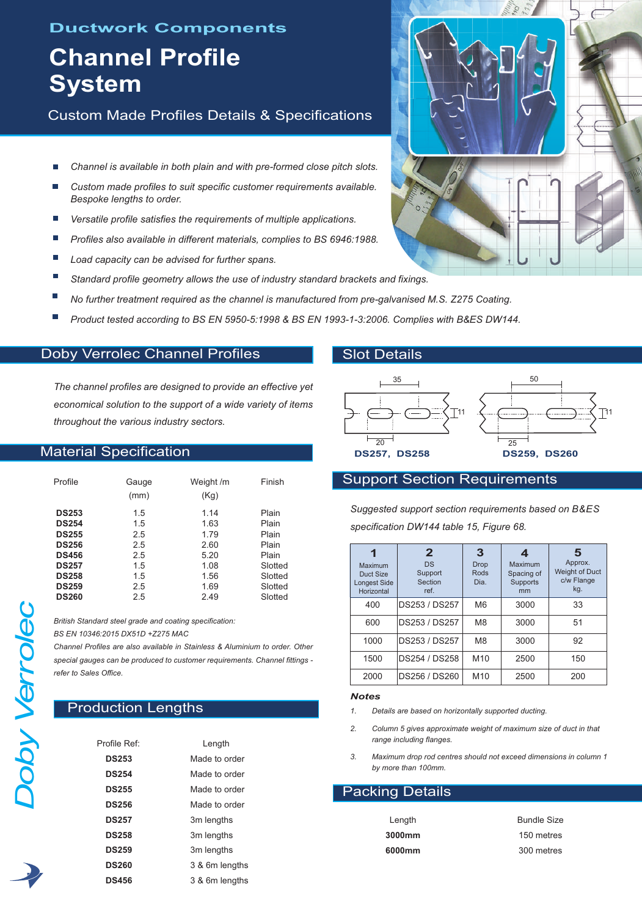## Ductwork Components

# Channel Profile System

### Custom Made Profiles Details & Specifications

- *Channel is available in both plain and with pre-formed close pitch slots.*
- *Custom made profiles to suit specific customer requirements available. Bespoke lengths to order.*
- *Versatile profile satisfies the requirements of multiple applications.*
- *Profiles also available in different materials, complies to BS 6946:1988.*
- *Load capacity can be advised for further spans.*
- *Standard profile geometry allows the use of industry standard brackets and fixings.*
- *No further treatment required as the channel is manufactured from pre-galvanised M.S. Z275 Coating.*
- *Product tested according to BS EN 5950-5:1998 & BS EN 1993-1-3:2006. Complies with B&ES DW144.*

## Doby Verrolec Channel Profiles

*The channel profiles are designed to provide an effective yet economical solution to the support of a wide variety of items throughout the various industry sectors.*

## Material Specification

| Profile | Gauge (mm) | Weight /m (Kg) | Finish |
|---|---|---|---|
| **DS253** | 1.5 | 1.14 | Plain |
| **DS254** | 1.5 | 1.63 | Plain |
| **DS255** | 2.5 | 1.79 | Plain |
| **DS256** | 2.5 | 2.60 | Plain |
| **DS456** | 2.5 | 5.20 | Plain |
| **DS257** | 1.5 | 1.08 | Slotted |
| **DS258** | 1.5 | 1.56 | Slotted |
| **DS259** | 2.5 | 1.69 | Slotted |
| **DS260** | 2.5 | 2.49 | Slotted |

*British Standard steel grade and coating specification:*
*BS EN 10346:2015 DX51D +Z275 MAC*
*Channel Profiles are also available in Stainless & Aluminium to order. Other special gauges can be produced to customer requirements. Channel fittings - refer to Sales Office.*

## Production Lengths

| Profile Ref: | Length |
|---|---|
| **DS253** | Made to order |
| **DS254** | Made to order |
| **DS255** | Made to order |
| **DS256** | Made to order |
| **DS257** | 3m lengths |
| **DS258** | 3m lengths |
| **DS259** | 3m lengths |
| **DS260** | 3 & 6m lengths |
| **DS456** | 3 & 6m lengths |

## Slot Details

35, 20, 11 — **DS257, DS258**

50, 25, 11 — **DS259, DS260**

## Support Section Requirements

*Suggested support section requirements based on B&ES specification DW144 table 15, Figure 68.*

| 1 Maximum Duct Size Longest Side Horizontal | 2 DS Support Section ref. | 3 Drop Rods Dia. | 4 Maximum Spacing of Supports mm | 5 Approx. Weight of Duct c/w Flange kg. |
|---|---|---|---|---|
| 400 | DS253 / DS257 | M6 | 3000 | 33 |
| 600 | DS253 / DS257 | M8 | 3000 | 51 |
| 1000 | DS253 / DS257 | M8 | 3000 | 92 |
| 1500 | DS254 / DS258 | M10 | 2500 | 150 |
| 2000 | DS256 / DS260 | M10 | 2500 | 200 |

***Notes***

1. *Details are based on horizontally supported ducting.*
2. *Column 5 gives approximate weight of maximum size of duct in that range including flanges.*
3. *Maximum drop rod centres should not exceed dimensions in column 1 by more than 100mm.*

## Packing Details

| Length | Bundle Size |
|---|---|
| **3000mm** | 150 metres |
| **6000mm** | 300 metres |

*Doby Verrolec*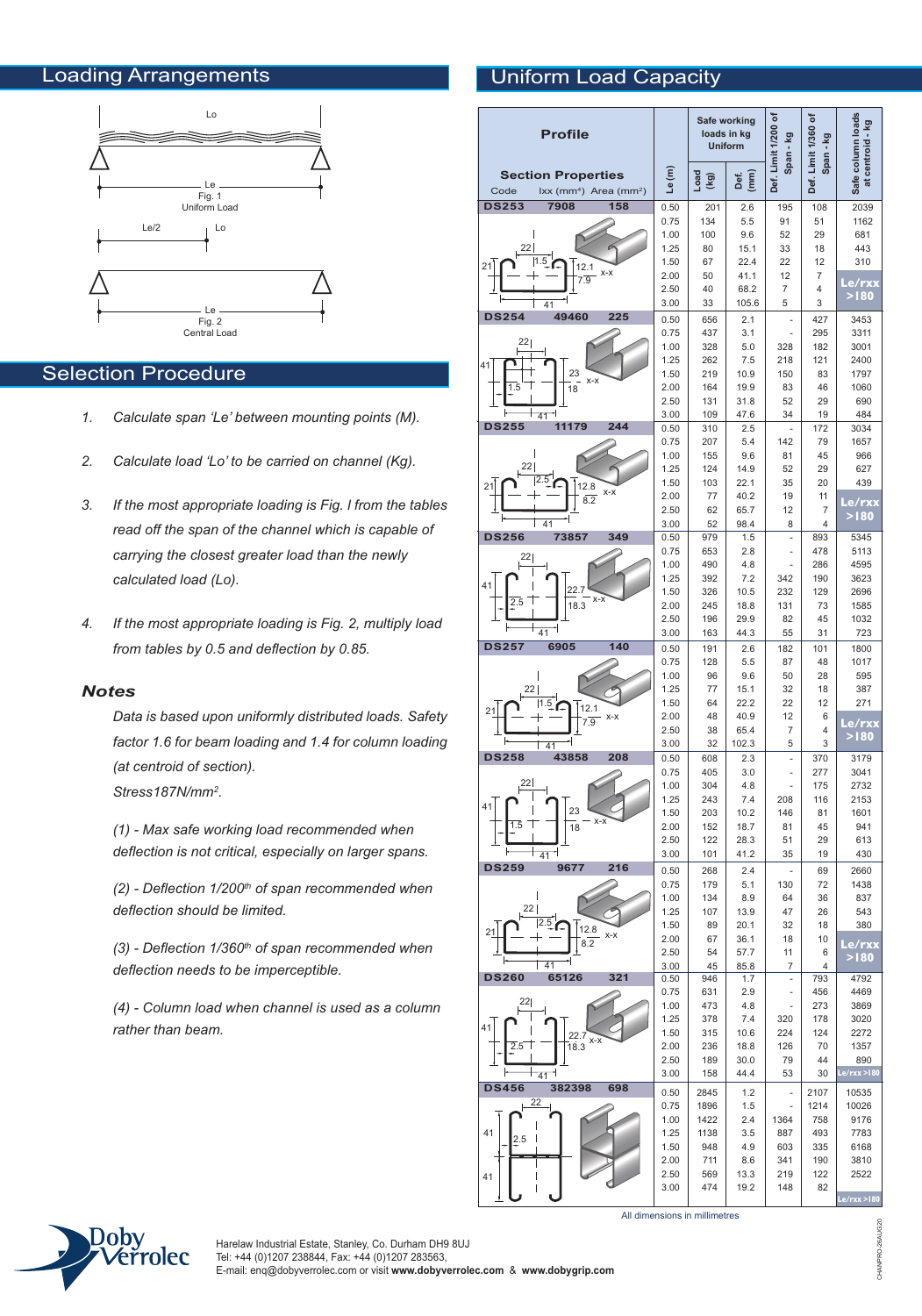## Loading Arrangements

Lo

Le

Fig. 1
Uniform Load

Le/2 Lo

Le

Fig. 2
Central Load

## Selection Procedure

1. *Calculate span 'Le' between mounting points (M).*
2. *Calculate load 'Lo' to be carried on channel (Kg).*
3. *If the most appropriate loading is Fig. I from the tables read off the span of the channel which is capable of carrying the closest greater load than the newly calculated load (Lo).*
4. *If the most appropriate loading is Fig. 2, multiply load from tables by 0.5 and deflection by 0.85.*

### Notes

*Data is based upon uniformly distributed loads. Safety factor 1.6 for beam loading and 1.4 for column loading (at centroid of section).*

*Stress187N/mm².*

*(1) - Max safe working load recommended when deflection is not critical, especially on larger spans.*

*(2) - Deflection 1/200th of span recommended when deflection should be limited.*

*(3) - Deflection 1/360th of span recommended when deflection needs to be imperceptible.*

*(4) - Column load when channel is used as a column rather than beam.*

## Uniform Load Capacity

| Profile / Section Properties: Code, Ixx (mm⁴), Area (mm²) | Le (m) | Safe working loads in kg Uniform: Load (kg) | Def. (mm) | Def. Limit 1/200 of Span - kg | Def. Limit 1/360 of Span - kg | Safe column loads at centroid - kg |
|---|---|---|---|---|---|---|
| **DS253** 7908 158 | 0.50 | 201 | 2.6 | 195 | 108 | 2039 |
| | 0.75 | 134 | 5.5 | 91 | 51 | 1162 |
| | 1.00 | 100 | 9.6 | 52 | 29 | 681 |
| | 1.25 | 80 | 15.1 | 33 | 18 | 443 |
| | 1.50 | 67 | 22.4 | 22 | 12 | 310 |
| | 2.00 | 50 | 41.1 | 12 | 7 | Le/rxx >180 |
| | 2.50 | 40 | 68.2 | 7 | 4 | |
| | 3.00 | 33 | 105.6 | 5 | 3 | |
| **DS254** 49460 225 | 0.50 | 656 | 2.1 | - | 427 | 3453 |
| | 0.75 | 437 | 3.1 | - | 295 | 3311 |
| | 1.00 | 328 | 5.0 | 328 | 182 | 3001 |
| | 1.25 | 262 | 7.5 | 218 | 121 | 2400 |
| | 1.50 | 219 | 10.9 | 150 | 83 | 1797 |
| | 2.00 | 164 | 19.9 | 83 | 46 | 1060 |
| | 2.50 | 131 | 31.8 | 52 | 29 | 690 |
| | 3.00 | 109 | 47.6 | 34 | 19 | 484 |
| **DS255** 11179 244 | 0.50 | 310 | 2.5 | - | 172 | 3034 |
| | 0.75 | 207 | 5.4 | 142 | 79 | 1657 |
| | 1.00 | 155 | 9.6 | 81 | 45 | 966 |
| | 1.25 | 124 | 14.9 | 52 | 29 | 627 |
| | 1.50 | 103 | 22.1 | 35 | 20 | 439 |
| | 2.00 | 77 | 40.2 | 19 | 11 | Le/rxx >180 |
| | 2.50 | 62 | 65.7 | 12 | 7 | |
| | 3.00 | 52 | 98.4 | 8 | 4 | |
| **DS256** 73857 349 | 0.50 | 979 | 1.5 | - | 893 | 5345 |
| | 0.75 | 653 | 2.8 | - | 478 | 5113 |
| | 1.00 | 490 | 4.8 | - | 286 | 4595 |
| | 1.25 | 392 | 7.2 | 342 | 190 | 3623 |
| | 1.50 | 326 | 10.5 | 232 | 129 | 2696 |
| | 2.00 | 245 | 18.8 | 131 | 73 | 1585 |
| | 2.50 | 196 | 29.9 | 82 | 45 | 1032 |
| | 3.00 | 163 | 44.3 | 55 | 31 | 723 |
| **DS257** 6905 140 | 0.50 | 191 | 2.6 | 182 | 101 | 1800 |
| | 0.75 | 128 | 5.5 | 87 | 48 | 1017 |
| | 1.00 | 96 | 9.6 | 50 | 28 | 595 |
| | 1.25 | 77 | 15.1 | 32 | 18 | 387 |
| | 1.50 | 64 | 22.2 | 22 | 12 | 271 |
| | 2.00 | 48 | 40.9 | 12 | 6 | Le/rxx >180 |
| | 2.50 | 38 | 65.4 | 7 | 4 | |
| | 3.00 | 32 | 102.3 | 5 | 3 | |
| **DS258** 43858 208 | 0.50 | 608 | 2.3 | - | 370 | 3179 |
| | 0.75 | 405 | 3.0 | - | 277 | 3041 |
| | 1.00 | 304 | 4.8 | - | 175 | 2732 |
| | 1.25 | 243 | 7.4 | 208 | 116 | 2153 |
| | 1.50 | 203 | 10.2 | 146 | 81 | 1601 |
| | 2.00 | 152 | 18.7 | 81 | 45 | 941 |
| | 2.50 | 122 | 28.3 | 51 | 29 | 613 |
| | 3.00 | 101 | 41.2 | 35 | 19 | 430 |
| **DS259** 9677 216 | 0.50 | 268 | 2.4 | - | 69 | 2660 |
| | 0.75 | 179 | 5.1 | 130 | 72 | 1438 |
| | 1.00 | 134 | 8.9 | 64 | 36 | 837 |
| | 1.25 | 107 | 13.9 | 47 | 26 | 543 |
| | 1.50 | 89 | 20.1 | 32 | 18 | 380 |
| | 2.00 | 67 | 36.1 | 18 | 10 | Le/rxx >180 |
| | 2.50 | 54 | 57.7 | 11 | 6 | |
| | 3.00 | 45 | 85.8 | 7 | 4 | |
| **DS260** 65126 321 | 0.50 | 946 | 1.7 | - | 793 | 4792 |
| | 0.75 | 631 | 2.9 | - | 456 | 4469 |
| | 1.00 | 473 | 4.8 | - | 273 | 3869 |
| | 1.25 | 378 | 7.4 | 320 | 178 | 3020 |
| | 1.50 | 315 | 10.6 | 224 | 124 | 2272 |
| | 2.00 | 236 | 18.8 | 126 | 70 | 1357 |
| | 2.50 | 189 | 30.0 | 79 | 44 | 890 |
| | 3.00 | 158 | 44.4 | 53 | 30 | Le/rxx >180 |
| **DS456** 382398 698 | 0.50 | 2845 | 1.2 | - | 2107 | 10535 |
| | 0.75 | 1896 | 1.5 | - | 1214 | 10026 |
| | 1.00 | 1422 | 2.4 | 1364 | 758 | 9176 |
| | 1.25 | 1138 | 3.5 | 887 | 493 | 7783 |
| | 1.50 | 948 | 4.9 | 603 | 335 | 6168 |
| | 2.00 | 711 | 8.6 | 341 | 190 | 3810 |
| | 2.50 | 569 | 13.3 | 219 | 122 | 2522 |
| | 3.00 | 474 | 19.2 | 148 | 82 | Le/rxx >180 |

All dimensions in millimetres

Doby Verrolec

Harelaw Industrial Estate, Stanley, Co. Durham DH9 8UJ
Tel: +44 (0)1207 238844, Fax: +44 (0)1207 283563,
E-mail: enq@dobyverrolec.com or visit **www.dobyverrolec.com** & **www.dobygrip.com**

CHANPRO-26AUG20